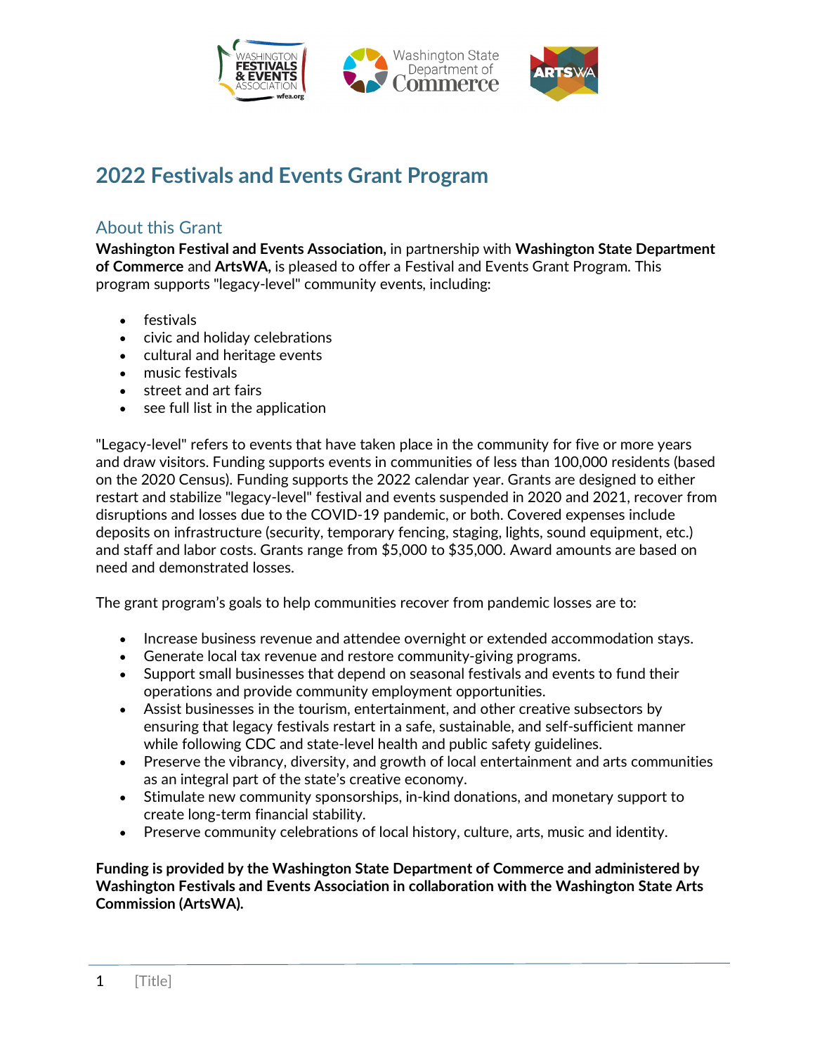# 2022 Festivals and Events Grant Program

## About this Grant

**Washington Festival and Events Association,** in partnership with **Washington State Department of Commerce** and **ArtsWA,** is pleased to offer a Festival and Events Grant Program. This program supports "legacy-level" community events, including:

- festivals
- civic and holiday celebrations
- cultural and heritage events
- music festivals
- street and art fairs
- see full list in the application

"Legacy-level" refers to events that have taken place in the community for five or more years and draw visitors. Funding supports events in communities of less than 100,000 residents (based on the 2020 Census). Funding supports the 2022 calendar year. Grants are designed to either restart and stabilize "legacy-level" festival and events suspended in 2020 and 2021, recover from disruptions and losses due to the COVID-19 pandemic, or both. Covered expenses include deposits on infrastructure (security, temporary fencing, staging, lights, sound equipment, etc.) and staff and labor costs. Grants range from $5,000 to $35,000. Award amounts are based on need and demonstrated losses.

The grant program's goals to help communities recover from pandemic losses are to:

- Increase business revenue and attendee overnight or extended accommodation stays.
- Generate local tax revenue and restore community-giving programs.
- Support small businesses that depend on seasonal festivals and events to fund their operations and provide community employment opportunities.
- Assist businesses in the tourism, entertainment, and other creative subsectors by ensuring that legacy festivals restart in a safe, sustainable, and self-sufficient manner while following CDC and state-level health and public safety guidelines.
- Preserve the vibrancy, diversity, and growth of local entertainment and arts communities as an integral part of the state's creative economy.
- Stimulate new community sponsorships, in-kind donations, and monetary support to create long-term financial stability.
- Preserve community celebrations of local history, culture, arts, music and identity.

**Funding is provided by the Washington State Department of Commerce and administered by Washington Festivals and Events Association in collaboration with the Washington State Arts Commission (ArtsWA).**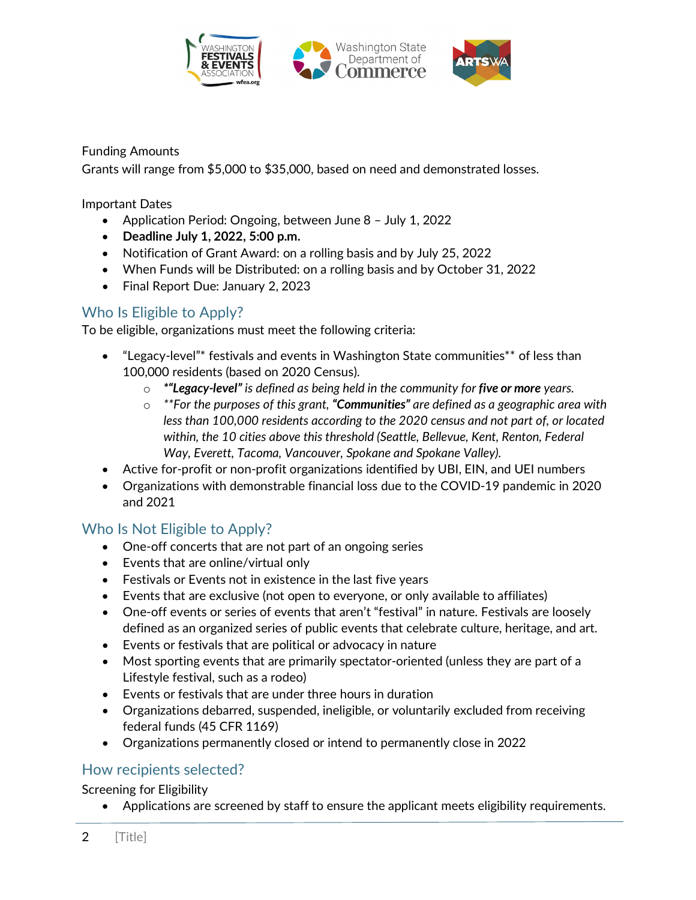Funding Amounts

Grants will range from $5,000 to $35,000, based on need and demonstrated losses.

Important Dates

- Application Period: Ongoing, between June 8 – July 1, 2022
- **Deadline July 1, 2022, 5:00 p.m.**
- Notification of Grant Award: on a rolling basis and by July 25, 2022
- When Funds will be Distributed: on a rolling basis and by October 31, 2022
- Final Report Due: January 2, 2023

## Who Is Eligible to Apply?

To be eligible, organizations must meet the following criteria:

- "Legacy-level"* festivals and events in Washington State communities** of less than 100,000 residents (based on 2020 Census).
  - *\*"**Legacy-level"** is defined as being held in the community for **five or more** years.*
  - *\*\*For the purposes of this grant, **"Communities"** are defined as a geographic area with less than 100,000 residents according to the 2020 census and not part of, or located within, the 10 cities above this threshold (Seattle, Bellevue, Kent, Renton, Federal Way, Everett, Tacoma, Vancouver, Spokane and Spokane Valley).*
- Active for-profit or non-profit organizations identified by UBI, EIN, and UEI numbers
- Organizations with demonstrable financial loss due to the COVID-19 pandemic in 2020 and 2021

## Who Is Not Eligible to Apply?

- One-off concerts that are not part of an ongoing series
- Events that are online/virtual only
- Festivals or Events not in existence in the last five years
- Events that are exclusive (not open to everyone, or only available to affiliates)
- One-off events or series of events that aren't "festival" in nature. Festivals are loosely defined as an organized series of public events that celebrate culture, heritage, and art.
- Events or festivals that are political or advocacy in nature
- Most sporting events that are primarily spectator-oriented (unless they are part of a Lifestyle festival, such as a rodeo)
- Events or festivals that are under three hours in duration
- Organizations debarred, suspended, ineligible, or voluntarily excluded from receiving federal funds (45 CFR 1169)
- Organizations permanently closed or intend to permanently close in 2022

## How recipients selected?

Screening for Eligibility

- Applications are screened by staff to ensure the applicant meets eligibility requirements.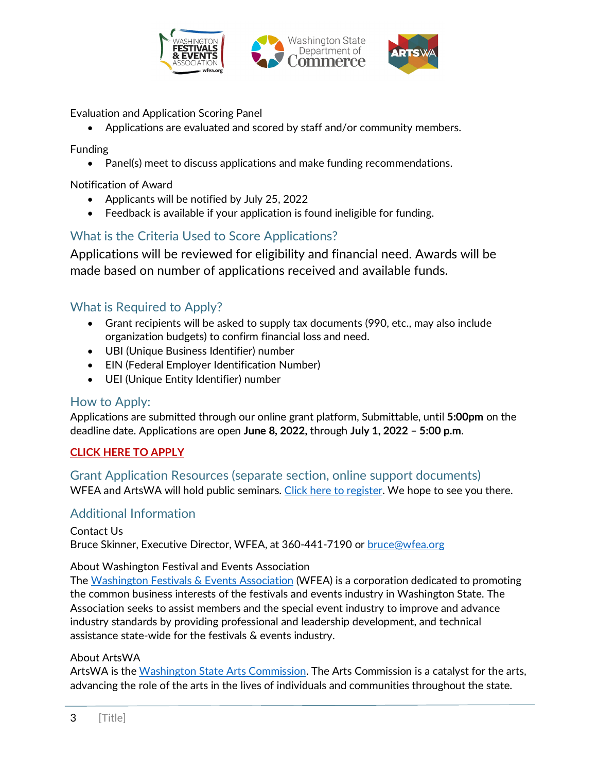Evaluation and Application Scoring Panel

- Applications are evaluated and scored by staff and/or community members.

Funding

- Panel(s) meet to discuss applications and make funding recommendations.

Notification of Award

- Applicants will be notified by July 25, 2022
- Feedback is available if your application is found ineligible for funding.

## What is the Criteria Used to Score Applications?

Applications will be reviewed for eligibility and financial need. Awards will be made based on number of applications received and available funds.

## What is Required to Apply?

- Grant recipients will be asked to supply tax documents (990, etc., may also include organization budgets) to confirm financial loss and need.
- UBI (Unique Business Identifier) number
- EIN (Federal Employer Identification Number)
- UEI (Unique Entity Identifier) number

## How to Apply:

Applications are submitted through our online grant platform, Submittable, until **5:00pm** on the deadline date. Applications are open **June 8, 2022,** through **July 1, 2022 – 5:00 p.m**.

**CLICK HERE TO APPLY**

## Grant Application Resources (separate section, online support documents)

WFEA and ArtsWA will hold public seminars. Click here to register. We hope to see you there.

## Additional Information

Contact Us

Bruce Skinner, Executive Director, WFEA, at 360-441-7190 or bruce@wfea.org

About Washington Festival and Events Association

The Washington Festivals & Events Association (WFEA) is a corporation dedicated to promoting the common business interests of the festivals and events industry in Washington State. The Association seeks to assist members and the special event industry to improve and advance industry standards by providing professional and leadership development, and technical assistance state-wide for the festivals & events industry.

About ArtsWA

ArtsWA is the Washington State Arts Commission. The Arts Commission is a catalyst for the arts, advancing the role of the arts in the lives of individuals and communities throughout the state.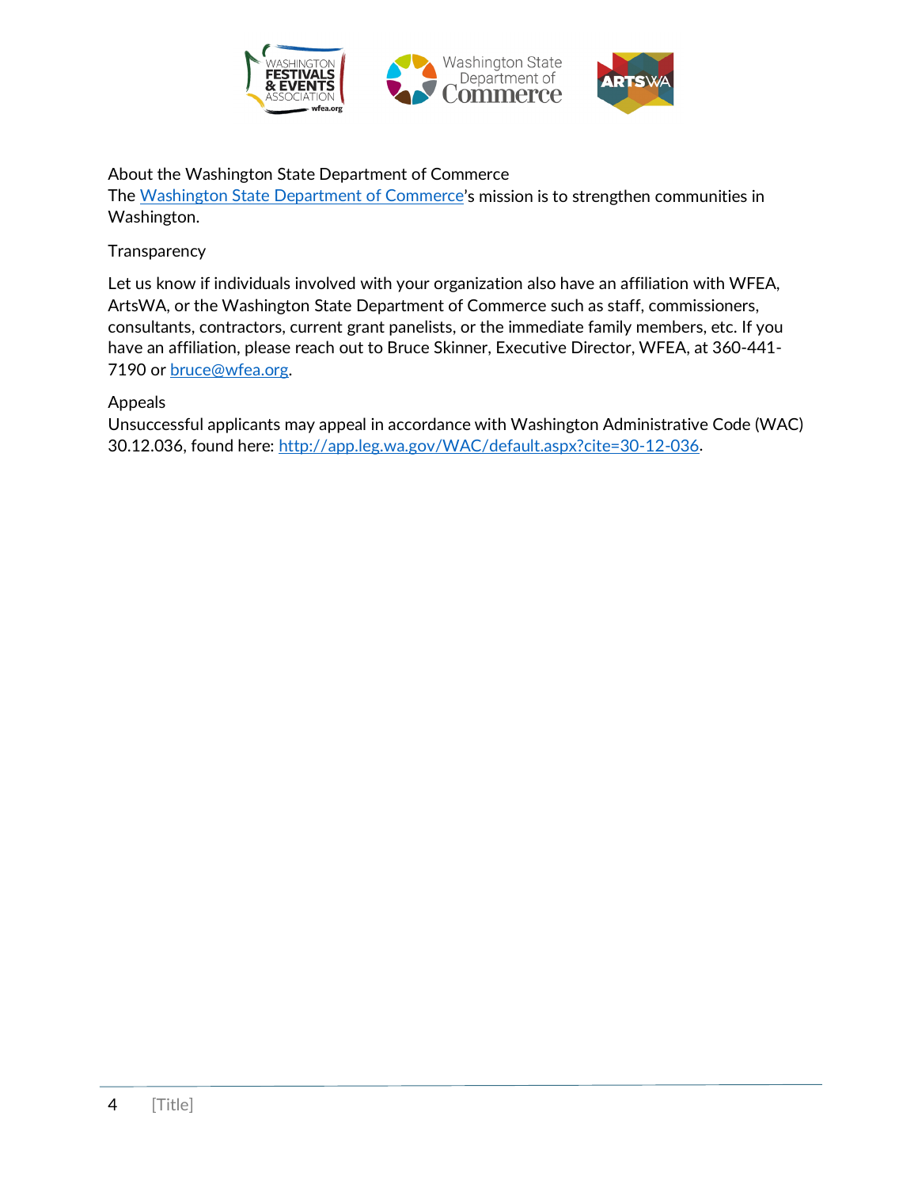About the Washington State Department of Commerce

The [Washington State Department of Commerce](Washington State Department of Commerce)'s mission is to strengthen communities in Washington.

Transparency

Let us know if individuals involved with your organization also have an affiliation with WFEA, ArtsWA, or the Washington State Department of Commerce such as staff, commissioners, consultants, contractors, current grant panelists, or the immediate family members, etc. If you have an affiliation, please reach out to Bruce Skinner, Executive Director, WFEA, at 360-441-7190 or bruce@wfea.org.

Appeals

Unsuccessful applicants may appeal in accordance with Washington Administrative Code (WAC) 30.12.036, found here: http://app.leg.wa.gov/WAC/default.aspx?cite=30-12-036.